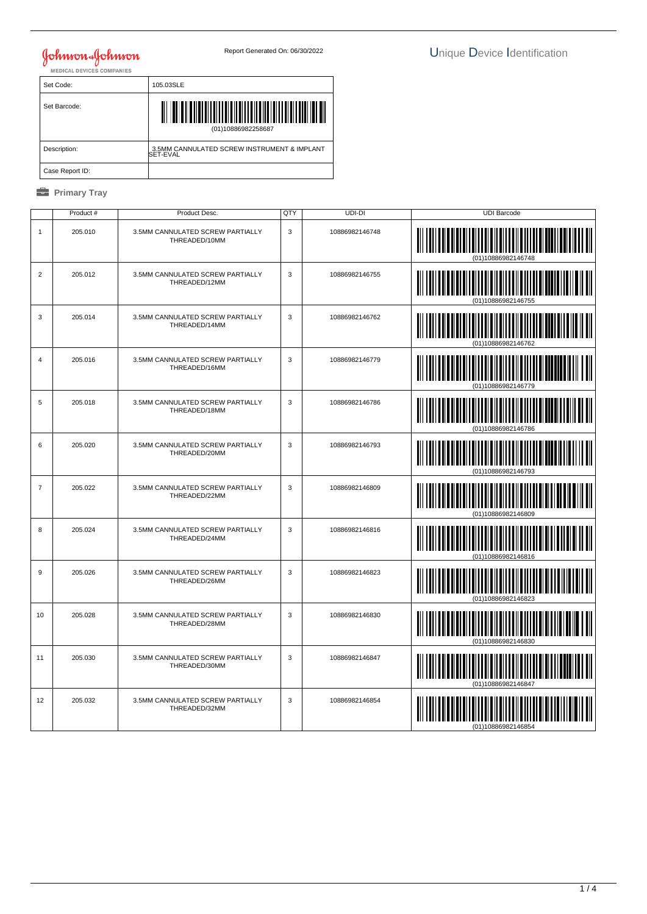Johnson & Johnson
MEDICAL DEVICES COMPANIES

Report Generated On: 06/30/2022

# Unique Device Identification

| | |
|---|---|
| Set Code: | 105.03SLE |
| Set Barcode: | (01)10886982258687 |
| Description: | 3.5MM CANNULATED SCREW INSTRUMENT & IMPLANT SET-EVAL |
| Case Report ID: | |

## Primary Tray

| | Product # | Product Desc. | QTY | UDI-DI | UDI Barcode |
|---|---|---|---|---|---|
| 1 | 205.010 | 3.5MM CANNULATED SCREW PARTIALLY THREADED/10MM | 3 | 10886982146748 | (01)10886982146748 |
| 2 | 205.012 | 3.5MM CANNULATED SCREW PARTIALLY THREADED/12MM | 3 | 10886982146755 | (01)10886982146755 |
| 3 | 205.014 | 3.5MM CANNULATED SCREW PARTIALLY THREADED/14MM | 3 | 10886982146762 | (01)10886982146762 |
| 4 | 205.016 | 3.5MM CANNULATED SCREW PARTIALLY THREADED/16MM | 3 | 10886982146779 | (01)10886982146779 |
| 5 | 205.018 | 3.5MM CANNULATED SCREW PARTIALLY THREADED/18MM | 3 | 10886982146786 | (01)10886982146786 |
| 6 | 205.020 | 3.5MM CANNULATED SCREW PARTIALLY THREADED/20MM | 3 | 10886982146793 | (01)10886982146793 |
| 7 | 205.022 | 3.5MM CANNULATED SCREW PARTIALLY THREADED/22MM | 3 | 10886982146809 | (01)10886982146809 |
| 8 | 205.024 | 3.5MM CANNULATED SCREW PARTIALLY THREADED/24MM | 3 | 10886982146816 | (01)10886982146816 |
| 9 | 205.026 | 3.5MM CANNULATED SCREW PARTIALLY THREADED/26MM | 3 | 10886982146823 | (01)10886982146823 |
| 10 | 205.028 | 3.5MM CANNULATED SCREW PARTIALLY THREADED/28MM | 3 | 10886982146830 | (01)10886982146830 |
| 11 | 205.030 | 3.5MM CANNULATED SCREW PARTIALLY THREADED/30MM | 3 | 10886982146847 | (01)10886982146847 |
| 12 | 205.032 | 3.5MM CANNULATED SCREW PARTIALLY THREADED/32MM | 3 | 10886982146854 | (01)10886982146854 |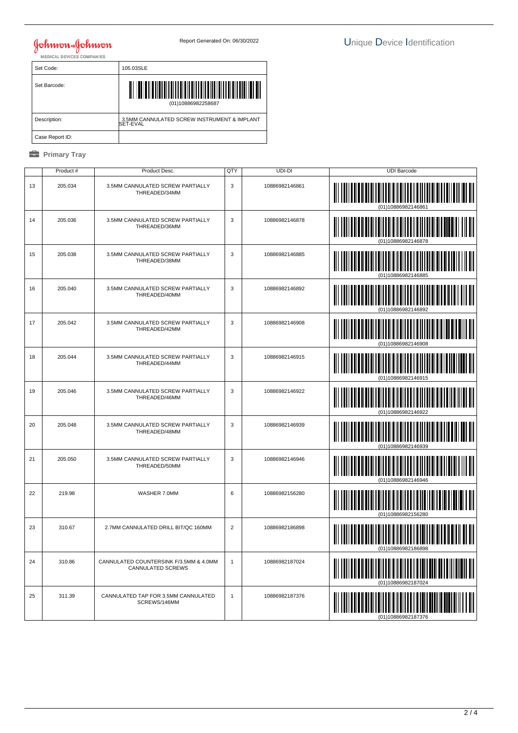Johnson & Johnson
MEDICAL DEVICES COMPANIES

Report Generated On: 06/30/2022

# Unique Device Identification

| | |
|---|---|
| Set Code: | 105.03SLE |
| Set Barcode: | (01)10886982258687 |
| Description: | 3.5MM CANNULATED SCREW INSTRUMENT & IMPLANT SET-EVAL |
| Case Report ID: | |

## Primary Tray

| | Product # | Product Desc. | QTY | UDI-DI | UDI Barcode |
|---|---|---|---|---|---|
| 13 | 205.034 | 3.5MM CANNULATED SCREW PARTIALLY THREADED/34MM | 3 | 10886982146861 | (01)10886982146861 |
| 14 | 205.036 | 3.5MM CANNULATED SCREW PARTIALLY THREADED/36MM | 3 | 10886982146878 | (01)10886982146878 |
| 15 | 205.038 | 3.5MM CANNULATED SCREW PARTIALLY THREADED/38MM | 3 | 10886982146885 | (01)10886982146885 |
| 16 | 205.040 | 3.5MM CANNULATED SCREW PARTIALLY THREADED/40MM | 3 | 10886982146892 | (01)10886982146892 |
| 17 | 205.042 | 3.5MM CANNULATED SCREW PARTIALLY THREADED/42MM | 3 | 10886982146908 | (01)10886982146908 |
| 18 | 205.044 | 3.5MM CANNULATED SCREW PARTIALLY THREADED/44MM | 3 | 10886982146915 | (01)10886982146915 |
| 19 | 205.046 | 3.5MM CANNULATED SCREW PARTIALLY THREADED/46MM | 3 | 10886982146922 | (01)10886982146922 |
| 20 | 205.048 | 3.5MM CANNULATED SCREW PARTIALLY THREADED/48MM | 3 | 10886982146939 | (01)10886982146939 |
| 21 | 205.050 | 3.5MM CANNULATED SCREW PARTIALLY THREADED/50MM | 3 | 10886982146946 | (01)10886982146946 |
| 22 | 219.98 | WASHER 7.0MM | 6 | 10886982156280 | (01)10886982156280 |
| 23 | 310.67 | 2.7MM CANNULATED DRILL BIT/QC 160MM | 2 | 10886982186898 | (01)10886982186898 |
| 24 | 310.86 | CANNULATED COUNTERSINK F/3.5MM & 4.0MM CANNULATED SCREWS | 1 | 10886982187024 | (01)10886982187024 |
| 25 | 311.39 | CANNULATED TAP FOR 3.5MM CANNULATED SCREWS/146MM | 1 | 10886982187376 | (01)10886982187376 |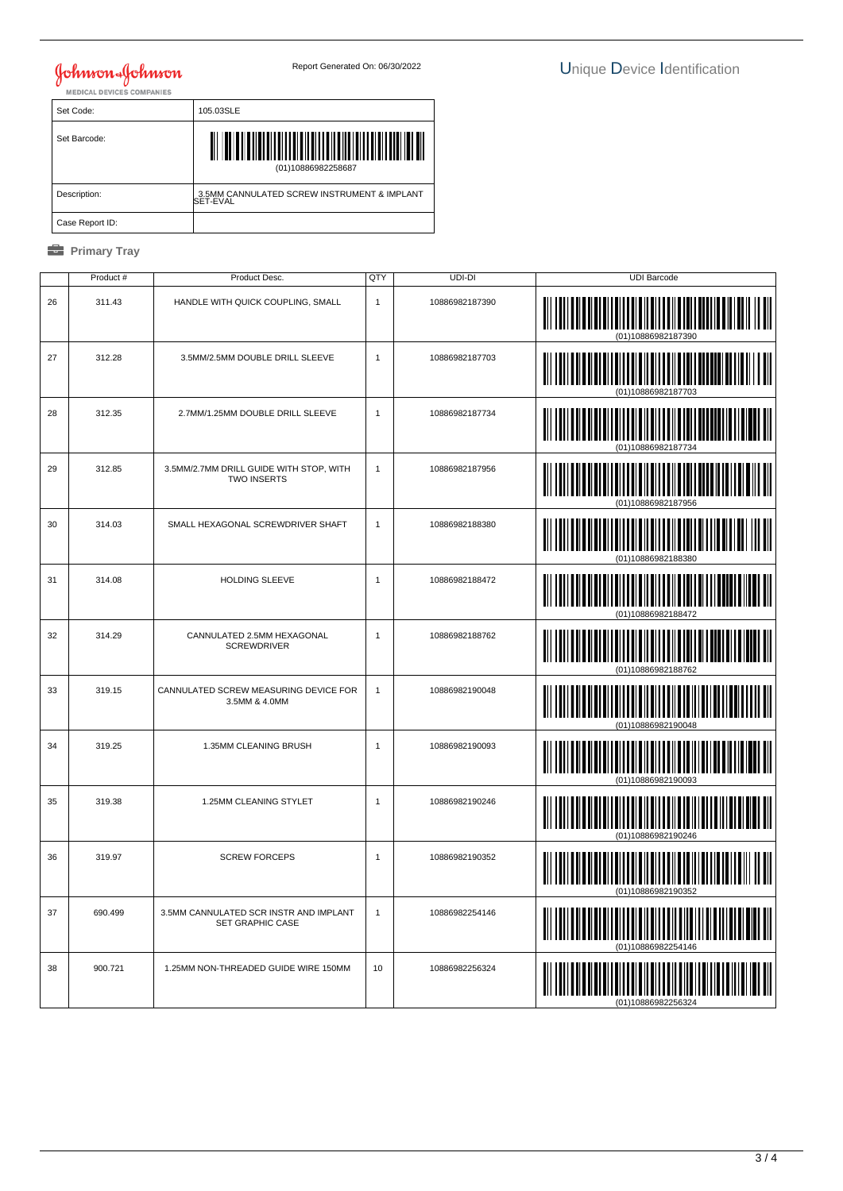Johnson & Johnson MEDICAL DEVICES COMPANIES

Report Generated On: 06/30/2022

# Unique Device Identification

| | |
|---|---|
| Set Code: | 105.03SLE |
| Set Barcode: | (01)10886982258687 |
| Description: | 3.5MM CANNULATED SCREW INSTRUMENT & IMPLANT SET-EVAL |
| Case Report ID: | |

## Primary Tray

| | Product # | Product Desc. | QTY | UDI-DI | UDI Barcode |
|---|---|---|---|---|---|
| 26 | 311.43 | HANDLE WITH QUICK COUPLING, SMALL | 1 | 10886982187390 | (01)10886982187390 |
| 27 | 312.28 | 3.5MM/2.5MM DOUBLE DRILL SLEEVE | 1 | 10886982187703 | (01)10886982187703 |
| 28 | 312.35 | 2.7MM/1.25MM DOUBLE DRILL SLEEVE | 1 | 10886982187734 | (01)10886982187734 |
| 29 | 312.85 | 3.5MM/2.7MM DRILL GUIDE WITH STOP, WITH TWO INSERTS | 1 | 10886982187956 | (01)10886982187956 |
| 30 | 314.03 | SMALL HEXAGONAL SCREWDRIVER SHAFT | 1 | 10886982188380 | (01)10886982188380 |
| 31 | 314.08 | HOLDING SLEEVE | 1 | 10886982188472 | (01)10886982188472 |
| 32 | 314.29 | CANNULATED 2.5MM HEXAGONAL SCREWDRIVER | 1 | 10886982188762 | (01)10886982188762 |
| 33 | 319.15 | CANNULATED SCREW MEASURING DEVICE FOR 3.5MM & 4.0MM | 1 | 10886982190048 | (01)10886982190048 |
| 34 | 319.25 | 1.35MM CLEANING BRUSH | 1 | 10886982190093 | (01)10886982190093 |
| 35 | 319.38 | 1.25MM CLEANING STYLET | 1 | 10886982190246 | (01)10886982190246 |
| 36 | 319.97 | SCREW FORCEPS | 1 | 10886982190352 | (01)10886982190352 |
| 37 | 690.499 | 3.5MM CANNULATED SCR INSTR AND IMPLANT SET GRAPHIC CASE | 1 | 10886982254146 | (01)10886982254146 |
| 38 | 900.721 | 1.25MM NON-THREADED GUIDE WIRE 150MM | 10 | 10886982256324 | (01)10886982256324 |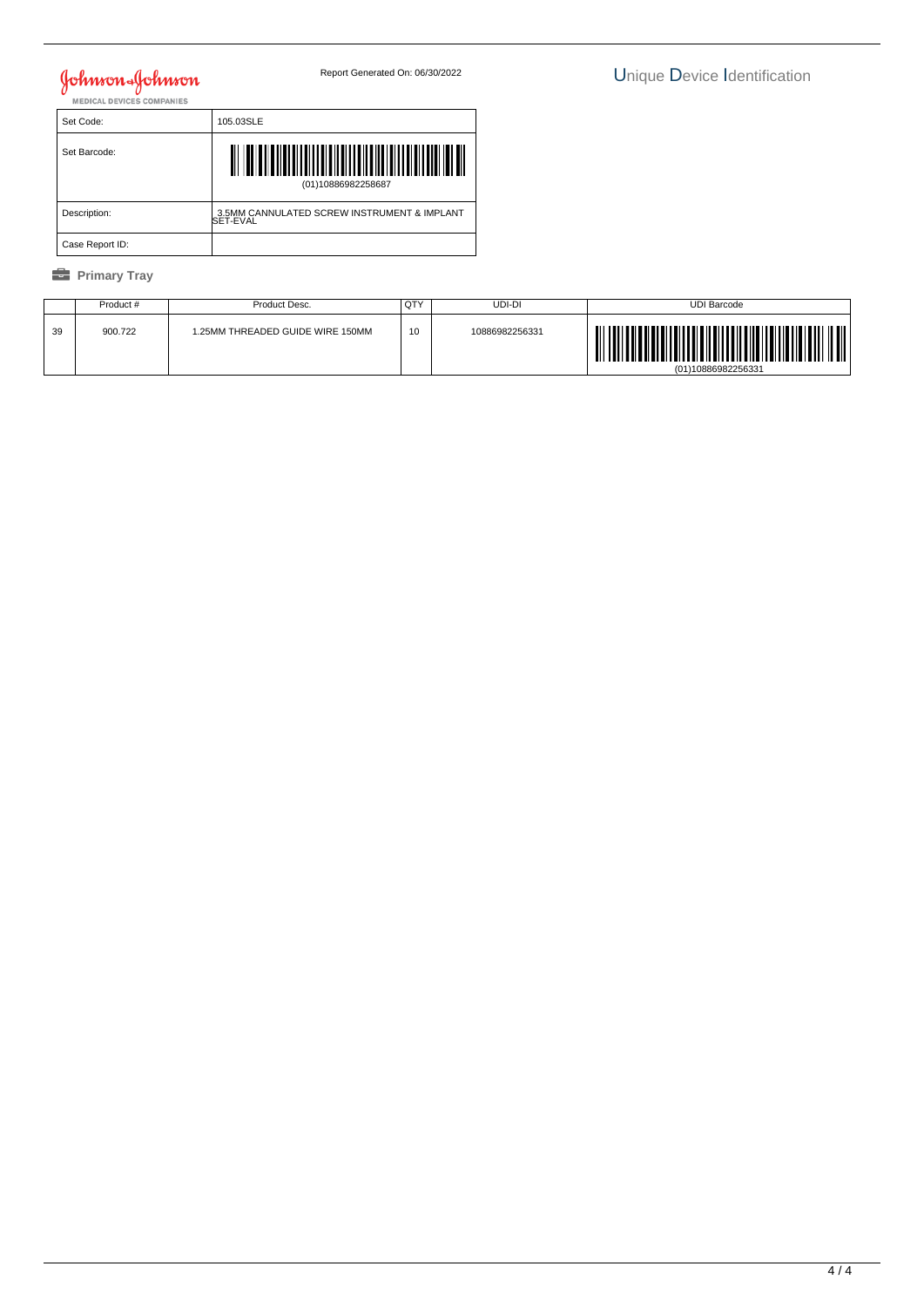Johnson & Johnson
MEDICAL DEVICES COMPANIES

Report Generated On: 06/30/2022

# Unique Device Identification

| | |
|---|---|
| Set Code: | 105.03SLE |
| Set Barcode: | (01)10886982258687 |
| Description: | 3.5MM CANNULATED SCREW INSTRUMENT & IMPLANT SET-EVAL |
| Case Report ID: | |

**Primary Tray**

| | Product # | Product Desc. | QTY | UDI-DI | UDI Barcode |
|---|---|---|---|---|---|
| 39 | 900.722 | 1.25MM THREADED GUIDE WIRE 150MM | 10 | 10886982256331 | (01)10886982256331 |